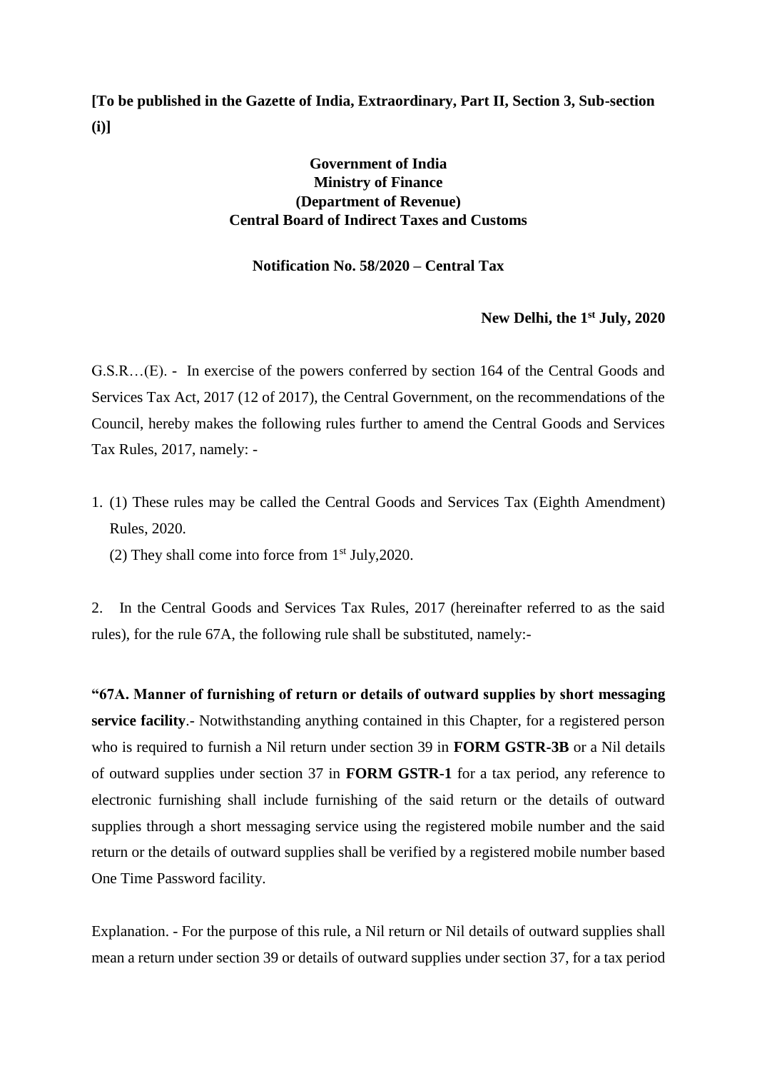**[To be published in the Gazette of India, Extraordinary, Part II, Section 3, Sub-section (i)]**

**Government of India**
**Ministry of Finance**
**(Department of Revenue)**
**Central Board of Indirect Taxes and Customs**

**Notification No. 58/2020 – Central Tax**

**New Delhi, the 1st July, 2020**

G.S.R…(E). - In exercise of the powers conferred by section 164 of the Central Goods and Services Tax Act, 2017 (12 of 2017), the Central Government, on the recommendations of the Council, hereby makes the following rules further to amend the Central Goods and Services Tax Rules, 2017, namely: -

1. (1) These rules may be called the Central Goods and Services Tax (Eighth Amendment) Rules, 2020.

   (2) They shall come into force from 1st July,2020.

2. In the Central Goods and Services Tax Rules, 2017 (hereinafter referred to as the said rules), for the rule 67A, the following rule shall be substituted, namely:-

**"67A. Manner of furnishing of return or details of outward supplies by short messaging service facility**.- Notwithstanding anything contained in this Chapter, for a registered person who is required to furnish a Nil return under section 39 in **FORM GSTR-3B** or a Nil details of outward supplies under section 37 in **FORM GSTR-1** for a tax period, any reference to electronic furnishing shall include furnishing of the said return or the details of outward supplies through a short messaging service using the registered mobile number and the said return or the details of outward supplies shall be verified by a registered mobile number based One Time Password facility.

Explanation. - For the purpose of this rule, a Nil return or Nil details of outward supplies shall mean a return under section 39 or details of outward supplies under section 37, for a tax period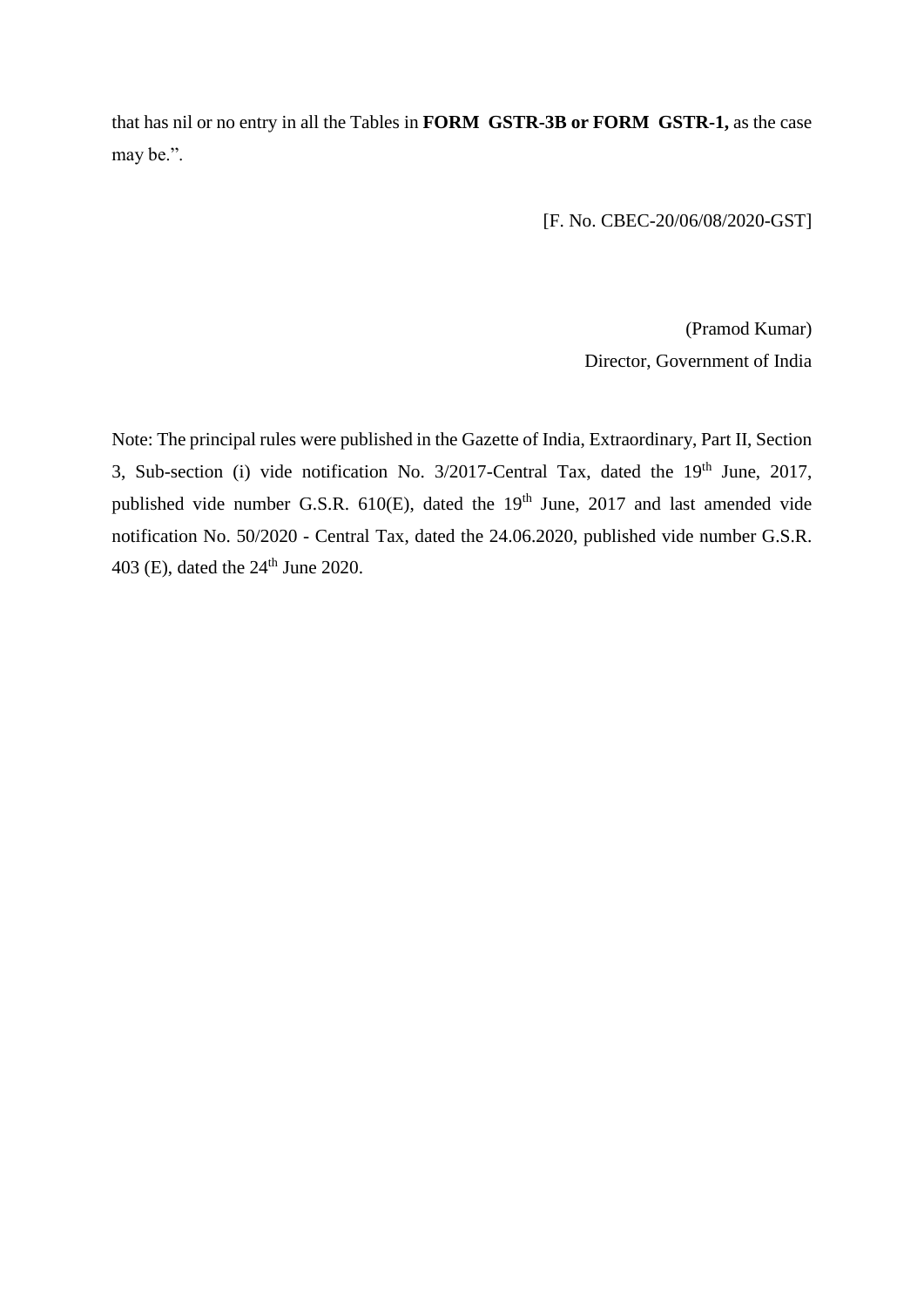that has nil or no entry in all the Tables in **FORM GSTR-3B or FORM GSTR-1,** as the case may be.".

[F. No. CBEC-20/06/08/2020-GST]

(Pramod Kumar)
Director, Government of India

Note: The principal rules were published in the Gazette of India, Extraordinary, Part II, Section 3, Sub-section (i) vide notification No. 3/2017-Central Tax, dated the 19th June, 2017, published vide number G.S.R. 610(E), dated the 19th June, 2017 and last amended vide notification No. 50/2020 - Central Tax, dated the 24.06.2020, published vide number G.S.R. 403 (E), dated the 24th June 2020.